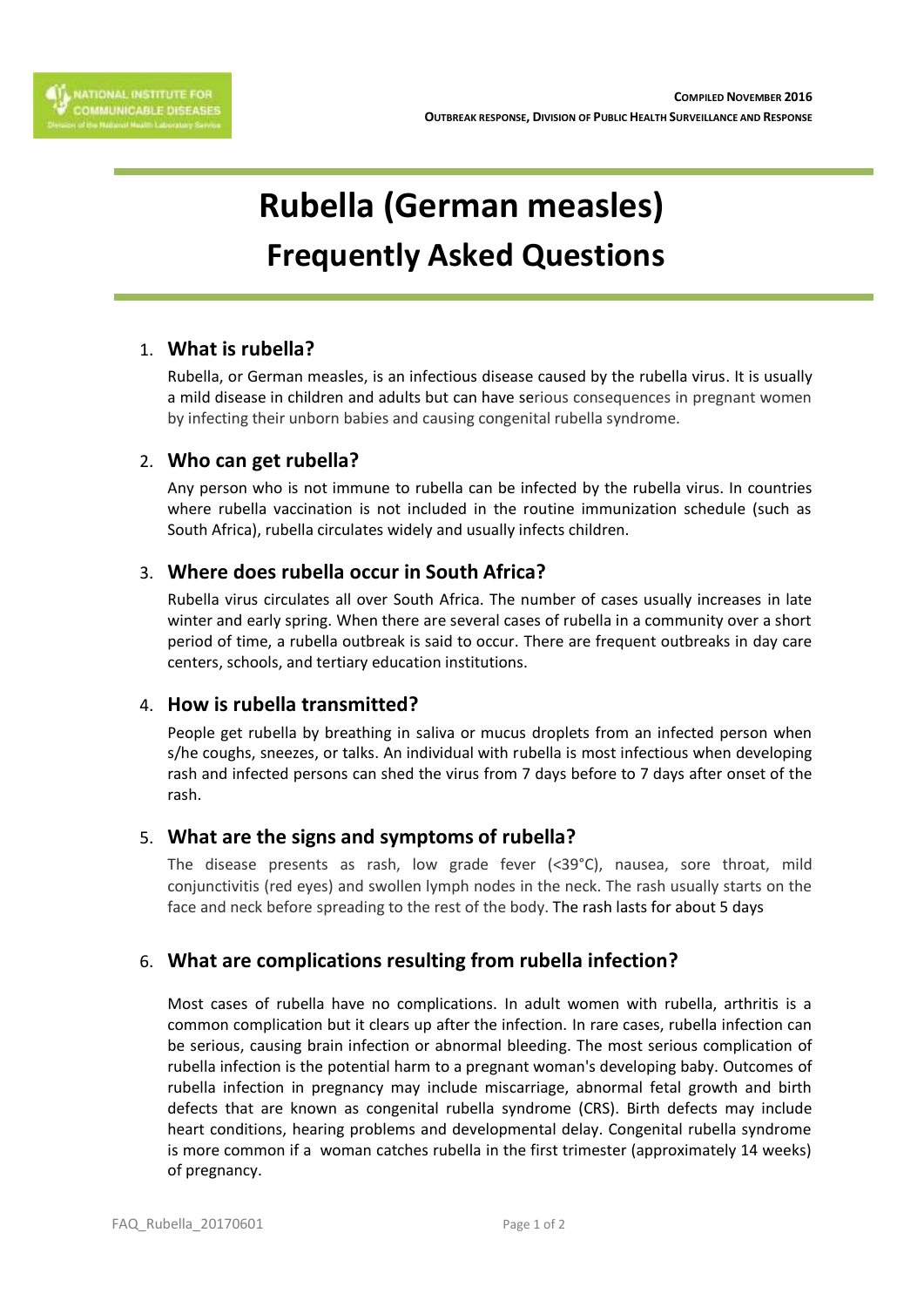# Rubella (German measles)

## Frequently Asked Questions

**COMPILED NOVEMBER 2016**

**OUTBREAK RESPONSE, DIVISION OF PUBLIC HEALTH SURVEILLANCE AND RESPONSE**

### 1. What is rubella?

Rubella, or German measles, is an infectious disease caused by the rubella virus. It is usually a mild disease in children and adults but can have serious consequences in pregnant women by infecting their unborn babies and causing congenital rubella syndrome.

### 2. Who can get rubella?

Any person who is not immune to rubella can be infected by the rubella virus. In countries where rubella vaccination is not included in the routine immunization schedule (such as South Africa), rubella circulates widely and usually infects children.

### 3. Where does rubella occur in South Africa?

Rubella virus circulates all over South Africa. The number of cases usually increases in late winter and early spring. When there are several cases of rubella in a community over a short period of time, a rubella outbreak is said to occur. There are frequent outbreaks in day care centers, schools, and tertiary education institutions.

### 4. How is rubella transmitted?

People get rubella by breathing in saliva or mucus droplets from an infected person when s/he coughs, sneezes, or talks. An individual with rubella is most infectious when developing rash and infected persons can shed the virus from 7 days before to 7 days after onset of the rash.

### 5. What are the signs and symptoms of rubella?

The disease presents as rash, low grade fever (<39°C), nausea, sore throat, mild conjunctivitis (red eyes) and swollen lymph nodes in the neck. The rash usually starts on the face and neck before spreading to the rest of the body. The rash lasts for about 5 days

### 6. What are complications resulting from rubella infection?

Most cases of rubella have no complications. In adult women with rubella, arthritis is a common complication but it clears up after the infection. In rare cases, rubella infection can be serious, causing brain infection or abnormal bleeding. The most serious complication of rubella infection is the potential harm to a pregnant woman's developing baby. Outcomes of rubella infection in pregnancy may include miscarriage, abnormal fetal growth and birth defects that are known as congenital rubella syndrome (CRS). Birth defects may include heart conditions, hearing problems and developmental delay. Congenital rubella syndrome is more common if a woman catches rubella in the first trimester (approximately 14 weeks) of pregnancy.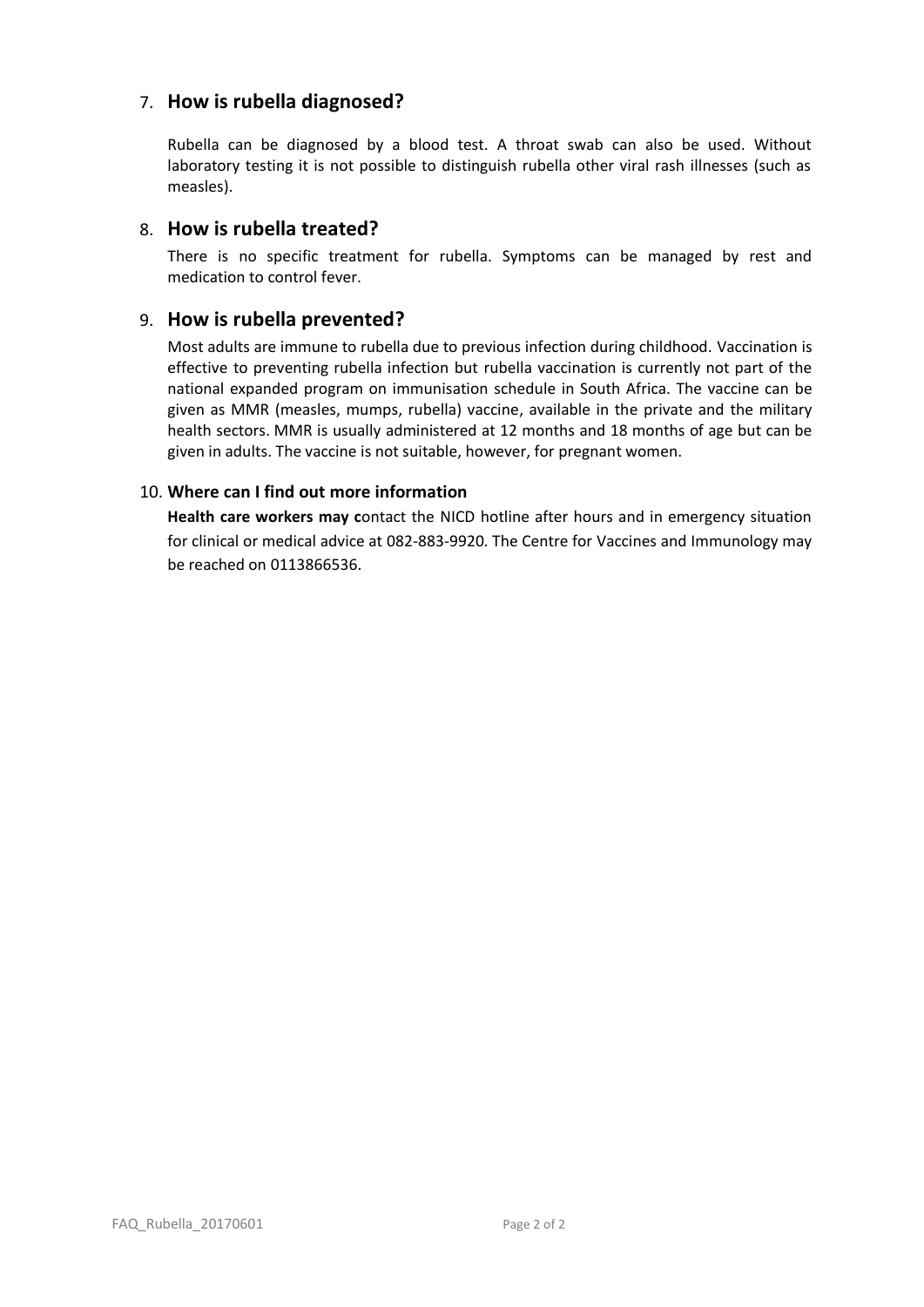## 7. How is rubella diagnosed?

Rubella can be diagnosed by a blood test. A throat swab can also be used. Without laboratory testing it is not possible to distinguish rubella other viral rash illnesses (such as measles).

## 8. How is rubella treated?

There is no specific treatment for rubella. Symptoms can be managed by rest and medication to control fever.

## 9. How is rubella prevented?

Most adults are immune to rubella due to previous infection during childhood. Vaccination is effective to preventing rubella infection but rubella vaccination is currently not part of the national expanded program on immunisation schedule in South Africa. The vaccine can be given as MMR (measles, mumps, rubella) vaccine, available in the private and the military health sectors. MMR is usually administered at 12 months and 18 months of age but can be given in adults. The vaccine is not suitable, however, for pregnant women.

### 10. Where can I find out more information

**Health care workers may c**ontact the NICD hotline after hours and in emergency situation for clinical or medical advice at 082-883-9920. The Centre for Vaccines and Immunology may be reached on 0113866536.